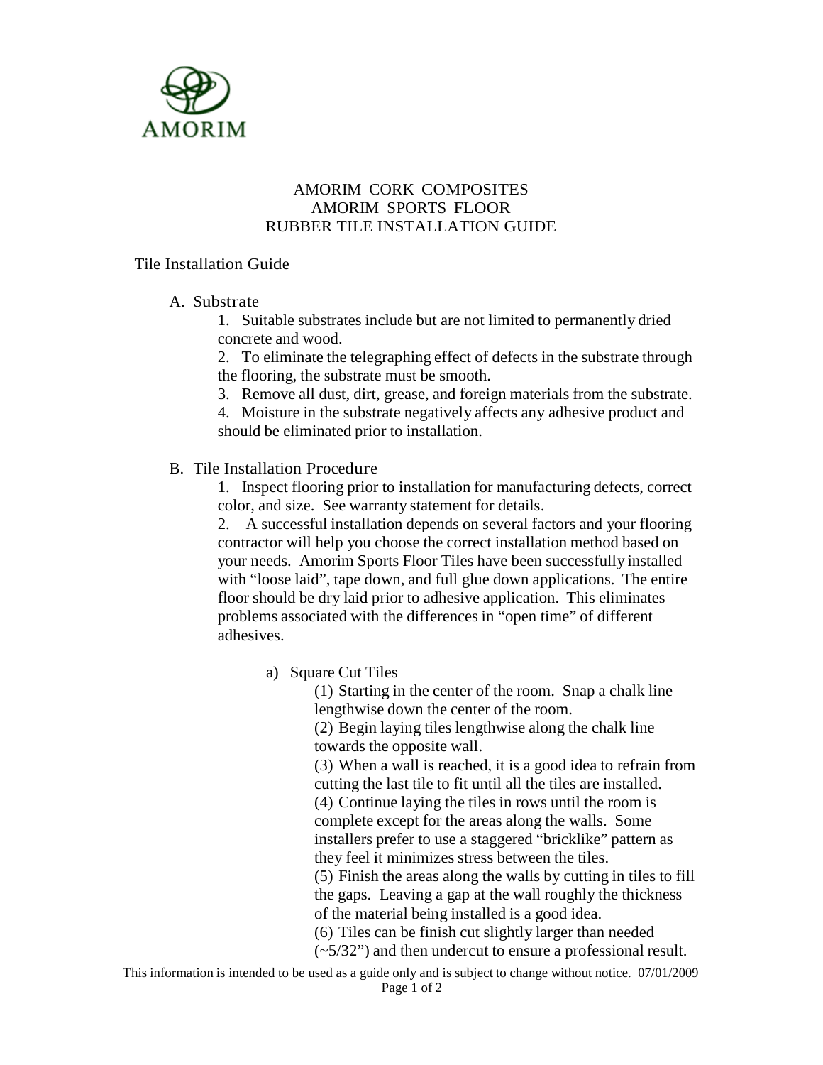AMORIM

# AMORIM CORK COMPOSITES
# AMORIM SPORTS FLOOR
# RUBBER TILE INSTALLATION GUIDE

## Tile Installation Guide

A. Substrate

1. Suitable substrates include but are not limited to permanently dried concrete and wood.
2. To eliminate the telegraphing effect of defects in the substrate through the flooring, the substrate must be smooth.
3. Remove all dust, dirt, grease, and foreign materials from the substrate.
4. Moisture in the substrate negatively affects any adhesive product and should be eliminated prior to installation.

B. Tile Installation Procedure

1. Inspect flooring prior to installation for manufacturing defects, correct color, and size. See warranty statement for details.
2. A successful installation depends on several factors and your flooring contractor will help you choose the correct installation method based on your needs. Amorim Sports Floor Tiles have been successfully installed with "loose laid", tape down, and full glue down applications. The entire floor should be dry laid prior to adhesive application. This eliminates problems associated with the differences in "open time" of different adhesives.

a) Square Cut Tiles

(1) Starting in the center of the room. Snap a chalk line lengthwise down the center of the room.
(2) Begin laying tiles lengthwise along the chalk line towards the opposite wall.
(3) When a wall is reached, it is a good idea to refrain from cutting the last tile to fit until all the tiles are installed.
(4) Continue laying the tiles in rows until the room is complete except for the areas along the walls. Some installers prefer to use a staggered "bricklike" pattern as they feel it minimizes stress between the tiles.
(5) Finish the areas along the walls by cutting in tiles to fill the gaps. Leaving a gap at the wall roughly the thickness of the material being installed is a good idea.
(6) Tiles can be finish cut slightly larger than needed (~5/32") and then undercut to ensure a professional result.

This information is intended to be used as a guide only and is subject to change without notice. 07/01/2009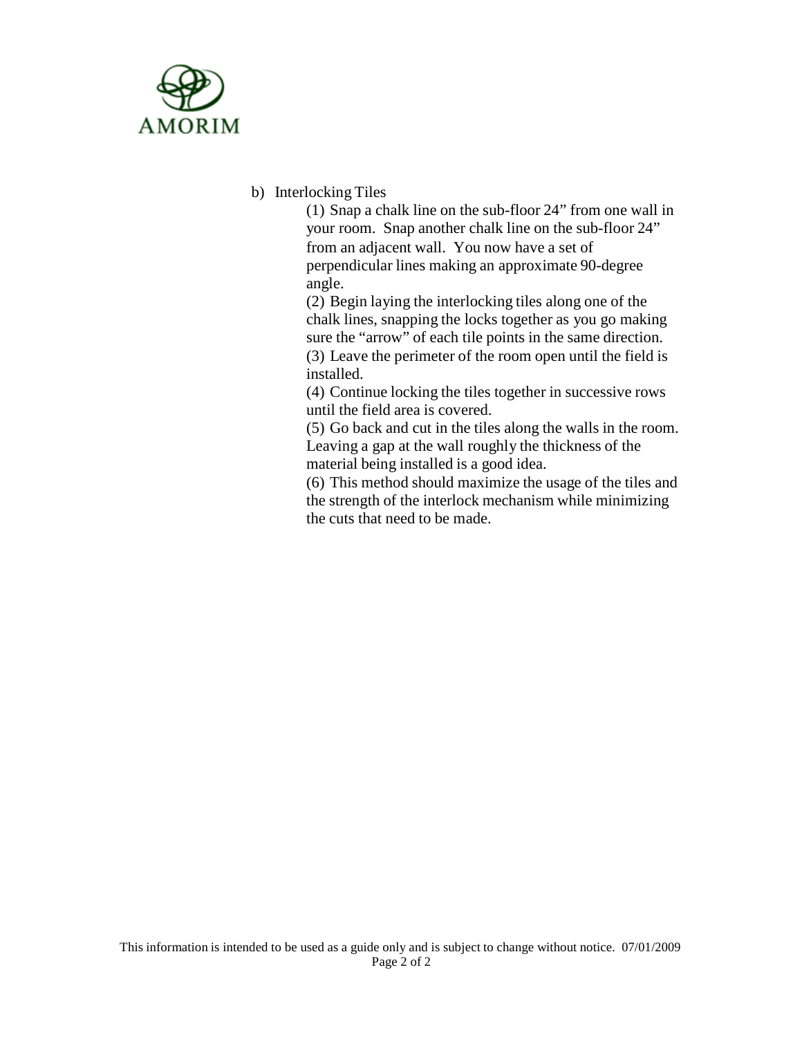AMORIM

b) Interlocking Tiles

(1) Snap a chalk line on the sub-floor 24" from one wall in your room. Snap another chalk line on the sub-floor 24" from an adjacent wall. You now have a set of perpendicular lines making an approximate 90-degree angle.

(2) Begin laying the interlocking tiles along one of the chalk lines, snapping the locks together as you go making sure the "arrow" of each tile points in the same direction.

(3) Leave the perimeter of the room open until the field is installed.

(4) Continue locking the tiles together in successive rows until the field area is covered.

(5) Go back and cut in the tiles along the walls in the room. Leaving a gap at the wall roughly the thickness of the material being installed is a good idea.

(6) This method should maximize the usage of the tiles and the strength of the interlock mechanism while minimizing the cuts that need to be made.

This information is intended to be used as a guide only and is subject to change without notice. 07/01/2009